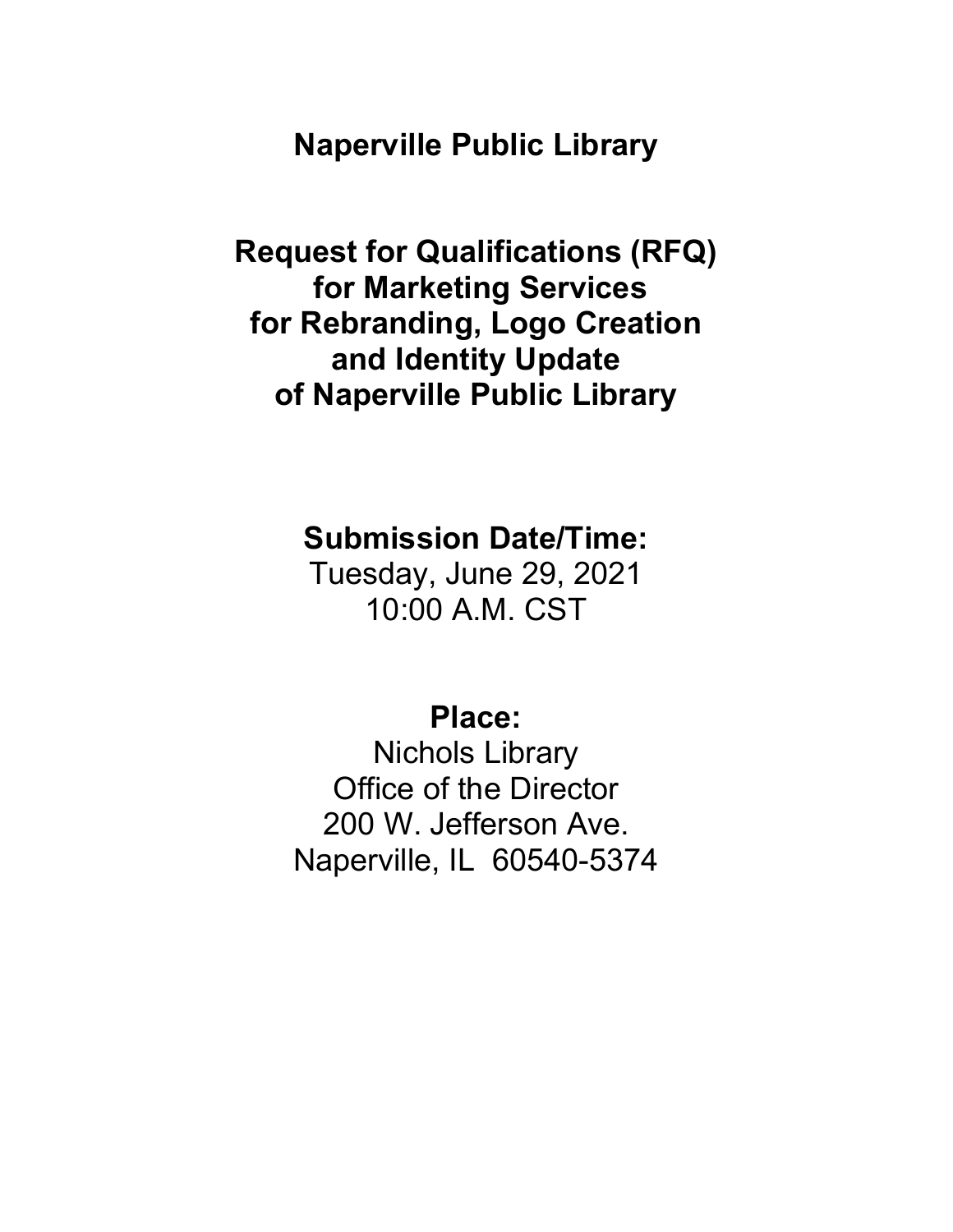# Naperville Public Library

## Request for Qualifications (RFQ) for Marketing Services for Rebranding, Logo Creation and Identity Update of Naperville Public Library

**Submission Date/Time:**

Tuesday, June 29, 2021

10:00 A.M. CST

**Place:**

Nichols Library

Office of the Director

200 W. Jefferson Ave.

Naperville, IL 60540-5374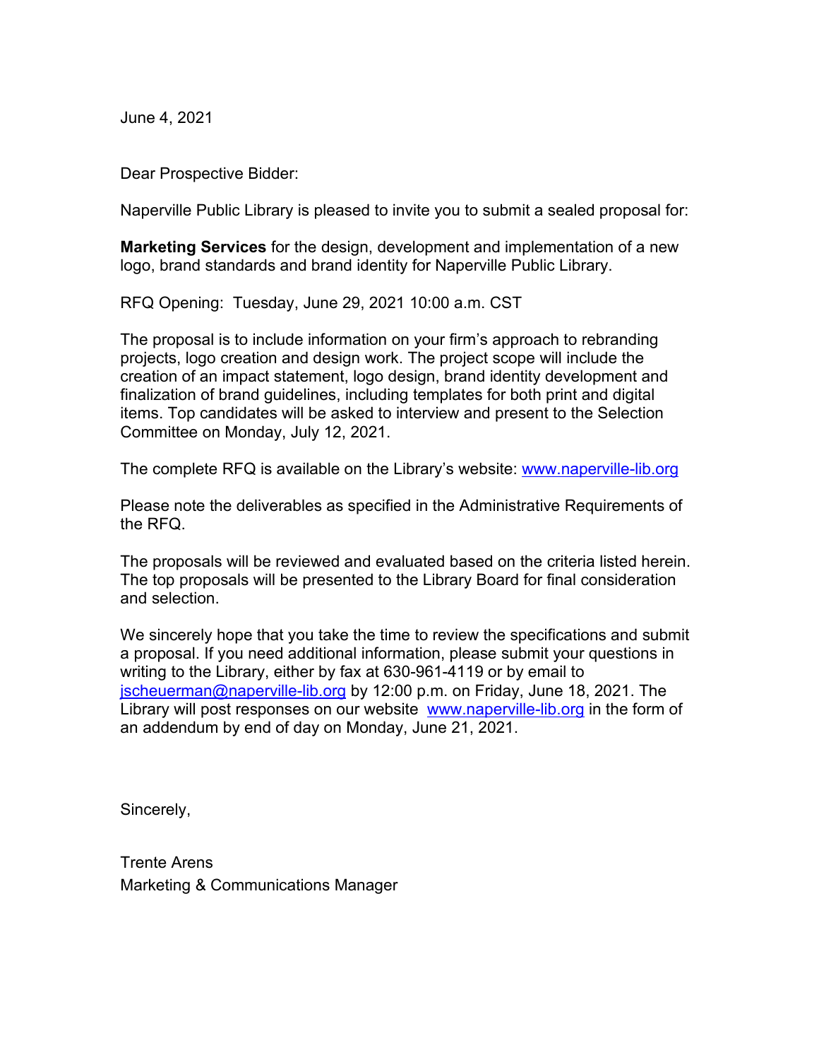June 4, 2021

Dear Prospective Bidder:

Naperville Public Library is pleased to invite you to submit a sealed proposal for:

**Marketing Services** for the design, development and implementation of a new logo, brand standards and brand identity for Naperville Public Library.

RFQ Opening: Tuesday, June 29, 2021 10:00 a.m. CST

The proposal is to include information on your firm's approach to rebranding projects, logo creation and design work. The project scope will include the creation of an impact statement, logo design, brand identity development and finalization of brand guidelines, including templates for both print and digital items. Top candidates will be asked to interview and present to the Selection Committee on Monday, July 12, 2021.

The complete RFQ is available on the Library's website: www.naperville-lib.org

Please note the deliverables as specified in the Administrative Requirements of the RFQ.

The proposals will be reviewed and evaluated based on the criteria listed herein. The top proposals will be presented to the Library Board for final consideration and selection.

We sincerely hope that you take the time to review the specifications and submit a proposal. If you need additional information, please submit your questions in writing to the Library, either by fax at 630-961-4119 or by email to jscheuerman@naperville-lib.org by 12:00 p.m. on Friday, June 18, 2021. The Library will post responses on our website www.naperville-lib.org in the form of an addendum by end of day on Monday, June 21, 2021.

Sincerely,

Trente Arens
Marketing & Communications Manager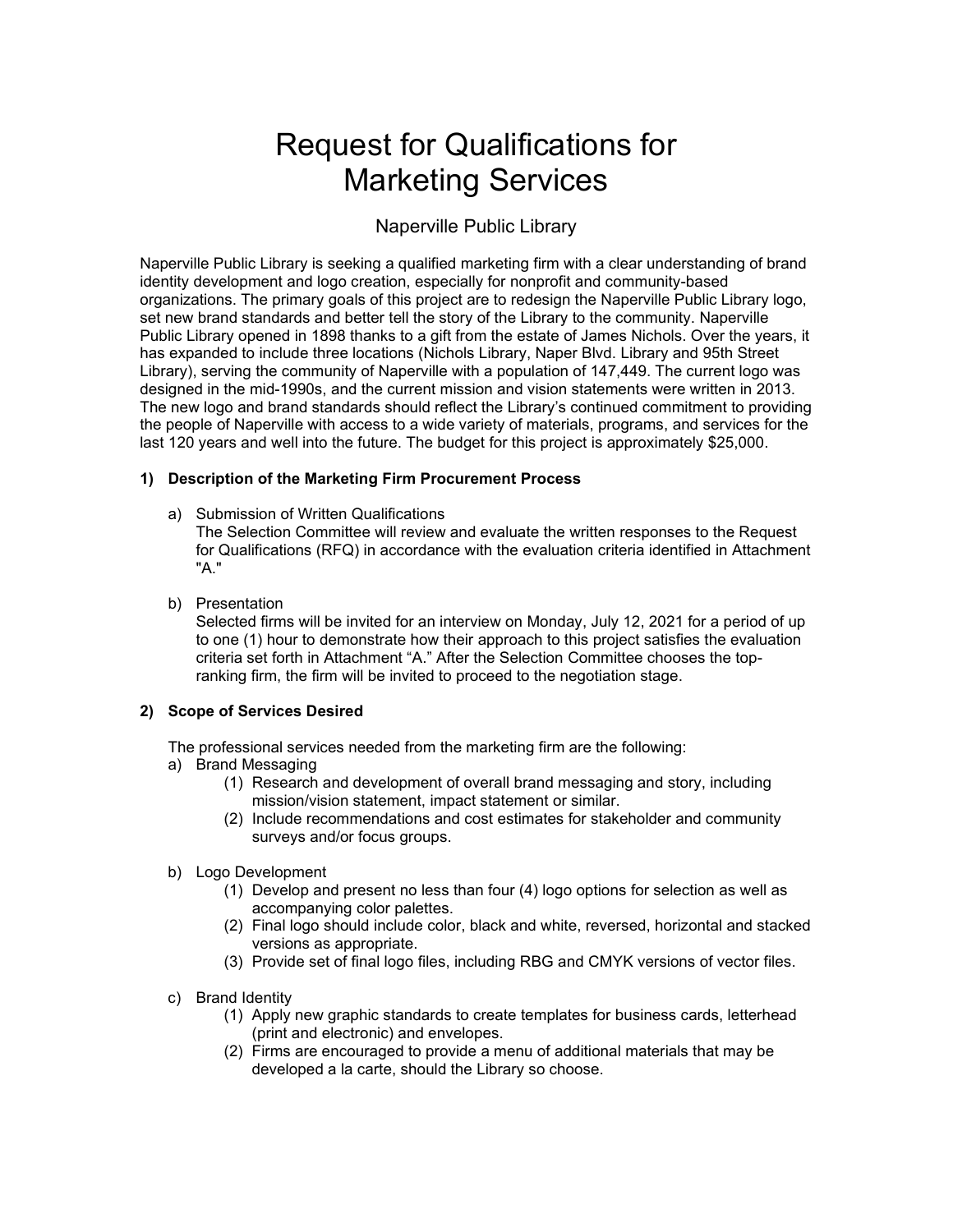# Request for Qualifications for Marketing Services

## Naperville Public Library

Naperville Public Library is seeking a qualified marketing firm with a clear understanding of brand identity development and logo creation, especially for nonprofit and community-based organizations. The primary goals of this project are to redesign the Naperville Public Library logo, set new brand standards and better tell the story of the Library to the community. Naperville Public Library opened in 1898 thanks to a gift from the estate of James Nichols. Over the years, it has expanded to include three locations (Nichols Library, Naper Blvd. Library and 95th Street Library), serving the community of Naperville with a population of 147,449. The current logo was designed in the mid-1990s, and the current mission and vision statements were written in 2013. The new logo and brand standards should reflect the Library's continued commitment to providing the people of Naperville with access to a wide variety of materials, programs, and services for the last 120 years and well into the future. The budget for this project is approximately $25,000.

**1) Description of the Marketing Firm Procurement Process**

a) Submission of Written Qualifications
The Selection Committee will review and evaluate the written responses to the Request for Qualifications (RFQ) in accordance with the evaluation criteria identified in Attachment "A."

b) Presentation
Selected firms will be invited for an interview on Monday, July 12, 2021 for a period of up to one (1) hour to demonstrate how their approach to this project satisfies the evaluation criteria set forth in Attachment "A." After the Selection Committee chooses the top-ranking firm, the firm will be invited to proceed to the negotiation stage.

**2) Scope of Services Desired**

The professional services needed from the marketing firm are the following:

a) Brand Messaging
   (1) Research and development of overall brand messaging and story, including mission/vision statement, impact statement or similar.
   (2) Include recommendations and cost estimates for stakeholder and community surveys and/or focus groups.

b) Logo Development
   (1) Develop and present no less than four (4) logo options for selection as well as accompanying color palettes.
   (2) Final logo should include color, black and white, reversed, horizontal and stacked versions as appropriate.
   (3) Provide set of final logo files, including RBG and CMYK versions of vector files.

c) Brand Identity
   (1) Apply new graphic standards to create templates for business cards, letterhead (print and electronic) and envelopes.
   (2) Firms are encouraged to provide a menu of additional materials that may be developed a la carte, should the Library so choose.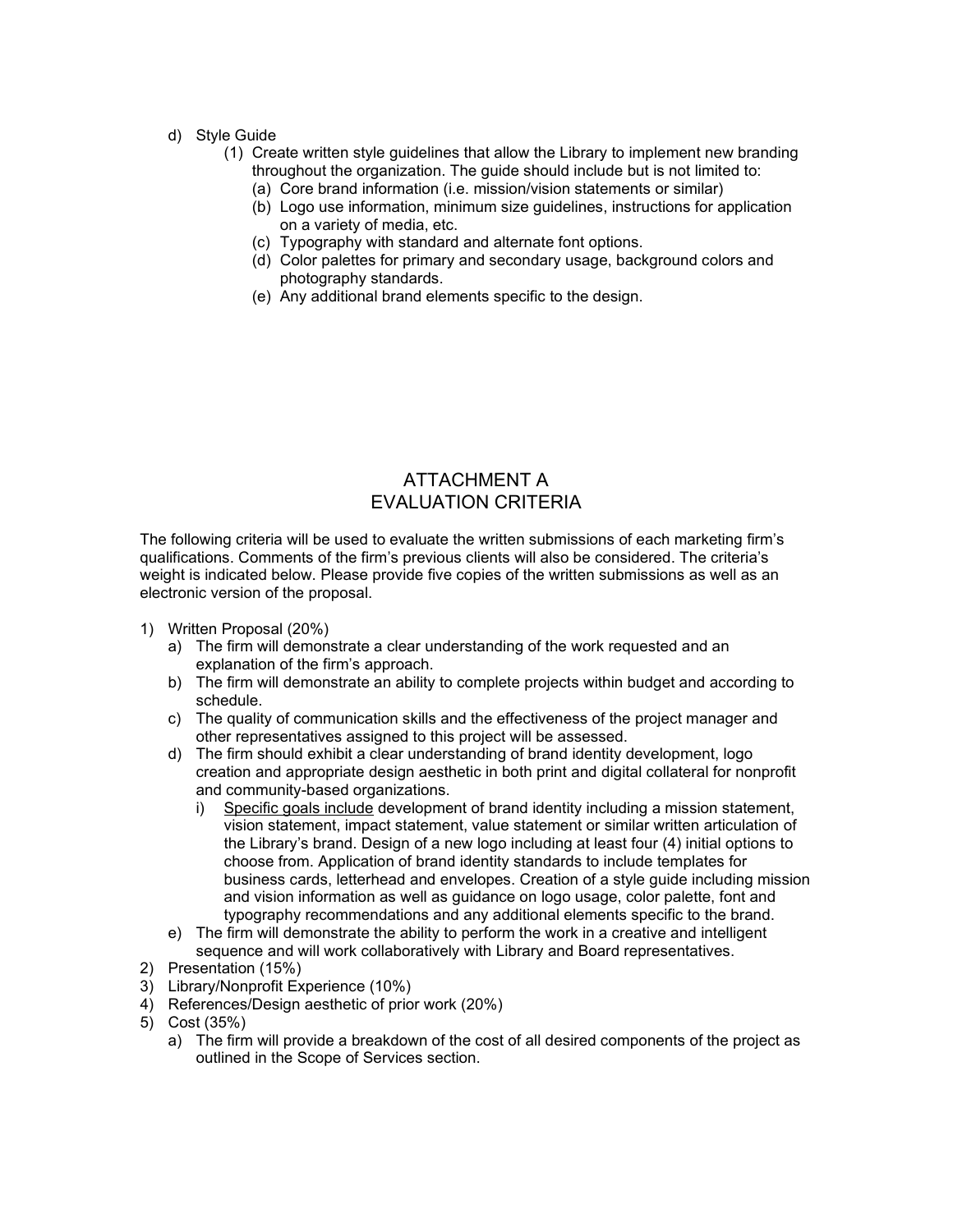d) Style Guide
   (1) Create written style guidelines that allow the Library to implement new branding throughout the organization. The guide should include but is not limited to:
      (a) Core brand information (i.e. mission/vision statements or similar)
      (b) Logo use information, minimum size guidelines, instructions for application on a variety of media, etc.
      (c) Typography with standard and alternate font options.
      (d) Color palettes for primary and secondary usage, background colors and photography standards.
      (e) Any additional brand elements specific to the design.

# ATTACHMENT A
# EVALUATION CRITERIA

The following criteria will be used to evaluate the written submissions of each marketing firm's qualifications. Comments of the firm's previous clients will also be considered. The criteria's weight is indicated below. Please provide five copies of the written submissions as well as an electronic version of the proposal.

1) Written Proposal (20%)
   a) The firm will demonstrate a clear understanding of the work requested and an explanation of the firm's approach.
   b) The firm will demonstrate an ability to complete projects within budget and according to schedule.
   c) The quality of communication skills and the effectiveness of the project manager and other representatives assigned to this project will be assessed.
   d) The firm should exhibit a clear understanding of brand identity development, logo creation and appropriate design aesthetic in both print and digital collateral for nonprofit and community-based organizations.
      i) <u>Specific goals include</u> development of brand identity including a mission statement, vision statement, impact statement, value statement or similar written articulation of the Library's brand. Design of a new logo including at least four (4) initial options to choose from. Application of brand identity standards to include templates for business cards, letterhead and envelopes. Creation of a style guide including mission and vision information as well as guidance on logo usage, color palette, font and typography recommendations and any additional elements specific to the brand.
   e) The firm will demonstrate the ability to perform the work in a creative and intelligent sequence and will work collaboratively with Library and Board representatives.
2) Presentation (15%)
3) Library/Nonprofit Experience (10%)
4) References/Design aesthetic of prior work (20%)
5) Cost (35%)
   a) The firm will provide a breakdown of the cost of all desired components of the project as outlined in the Scope of Services section.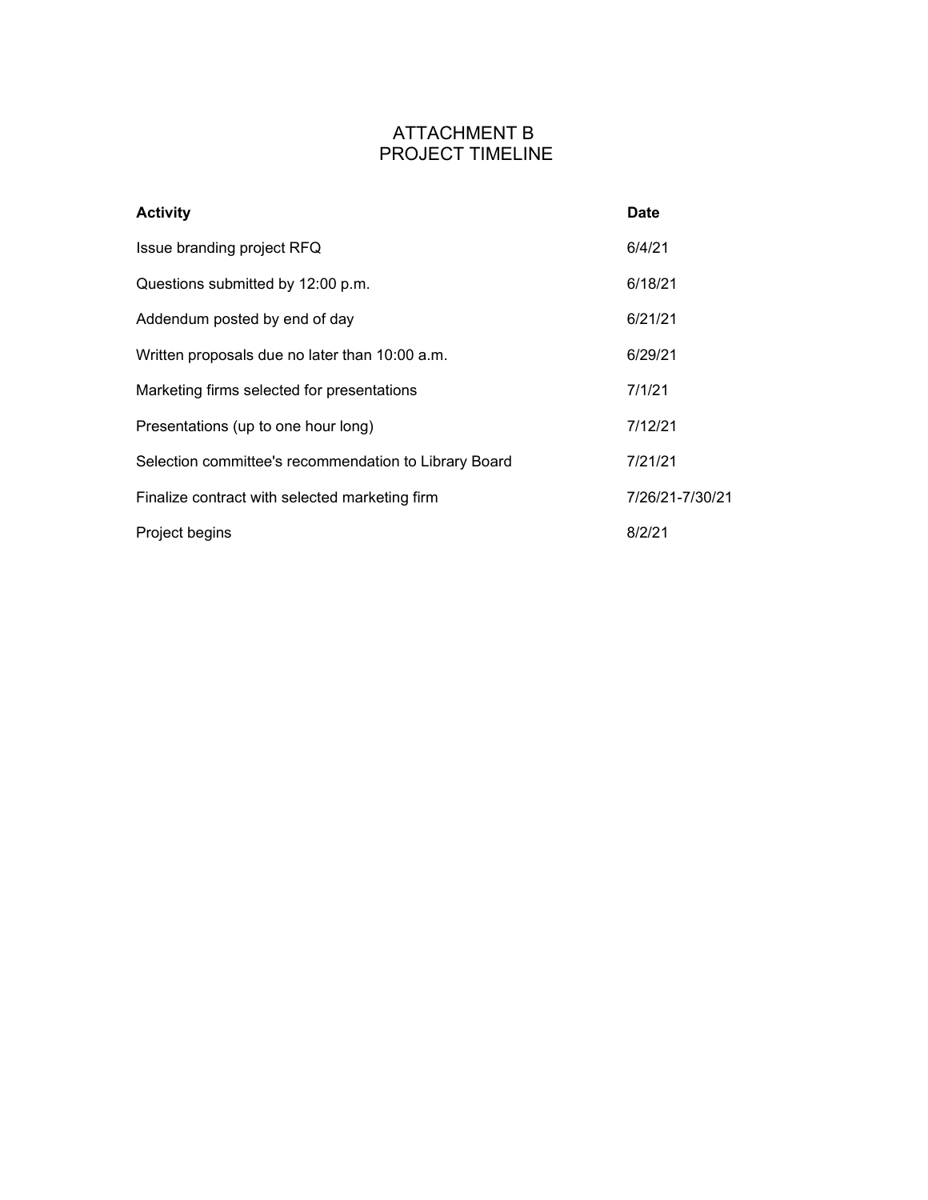# ATTACHMENT B
## PROJECT TIMELINE

| Activity | Date |
|---|---|
| Issue branding project RFQ | 6/4/21 |
| Questions submitted by 12:00 p.m. | 6/18/21 |
| Addendum posted by end of day | 6/21/21 |
| Written proposals due no later than 10:00 a.m. | 6/29/21 |
| Marketing firms selected for presentations | 7/1/21 |
| Presentations (up to one hour long) | 7/12/21 |
| Selection committee's recommendation to Library Board | 7/21/21 |
| Finalize contract with selected marketing firm | 7/26/21-7/30/21 |
| Project begins | 8/2/21 |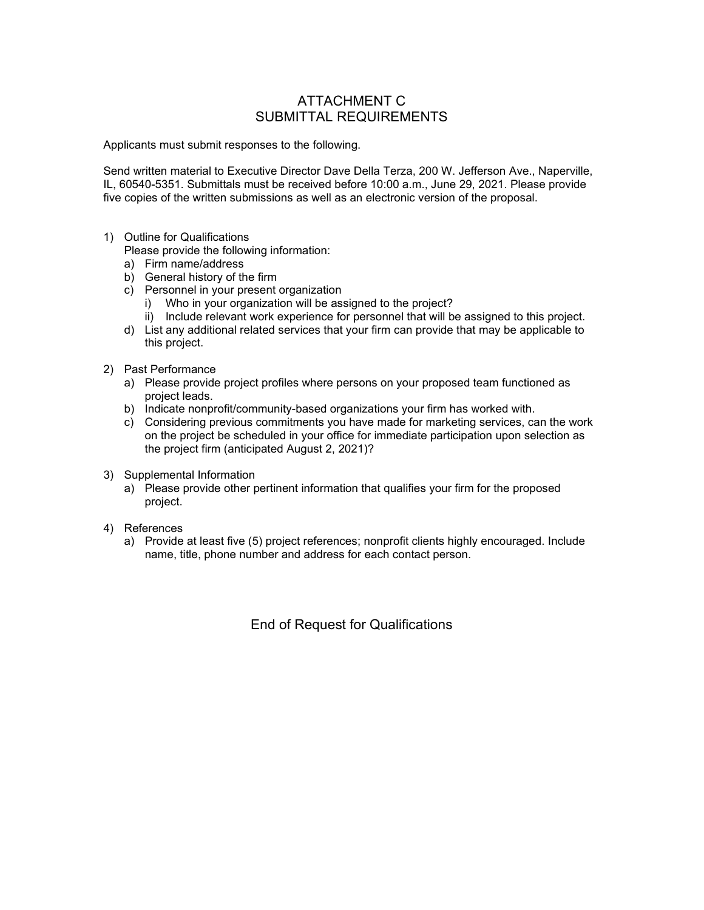# ATTACHMENT C
# SUBMITTAL REQUIREMENTS

Applicants must submit responses to the following.

Send written material to Executive Director Dave Della Terza, 200 W. Jefferson Ave., Naperville, IL, 60540-5351. Submittals must be received before 10:00 a.m., June 29, 2021. Please provide five copies of the written submissions as well as an electronic version of the proposal.

1) Outline for Qualifications
   Please provide the following information:
   a) Firm name/address
   b) General history of the firm
   c) Personnel in your present organization
      i) Who in your organization will be assigned to the project?
      ii) Include relevant work experience for personnel that will be assigned to this project.
   d) List any additional related services that your firm can provide that may be applicable to this project.

2) Past Performance
   a) Please provide project profiles where persons on your proposed team functioned as project leads.
   b) Indicate nonprofit/community-based organizations your firm has worked with.
   c) Considering previous commitments you have made for marketing services, can the work on the project be scheduled in your office for immediate participation upon selection as the project firm (anticipated August 2, 2021)?

3) Supplemental Information
   a) Please provide other pertinent information that qualifies your firm for the proposed project.

4) References
   a) Provide at least five (5) project references; nonprofit clients highly encouraged. Include name, title, phone number and address for each contact person.

End of Request for Qualifications